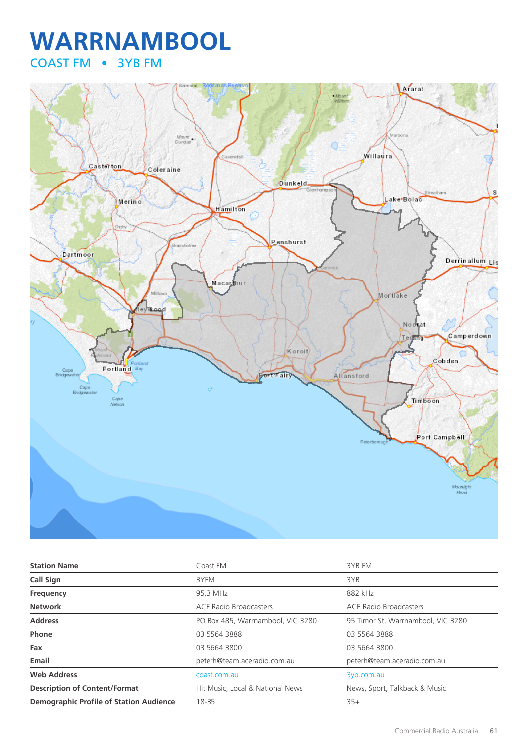# WARRNAMBOOL

## COAST FM • 3YB FM

| Station Name | Coast FM | 3YB FM |
|---|---|---|
| Call Sign | 3YFM | 3YB |
| Frequency | 95.3 MHz | 882 kHz |
| Network | ACE Radio Broadcasters | ACE Radio Broadcasters |
| Address | PO Box 485, Warrnambool, VIC 3280 | 95 Timor St, Warrnambool, VIC 3280 |
| Phone | 03 5564 3888 | 03 5564 3888 |
| Fax | 03 5664 3800 | 03 5664 3800 |
| Email | peterh@team.aceradio.com.au | peterh@team.aceradio.com.au |
| Web Address | coast.com.au | 3yb.com.au |
| Description of Content/Format | Hit Music, Local & National News | News, Sport, Talkback & Music |
| Demographic Profile of Station Audience | 18-35 | 35+ |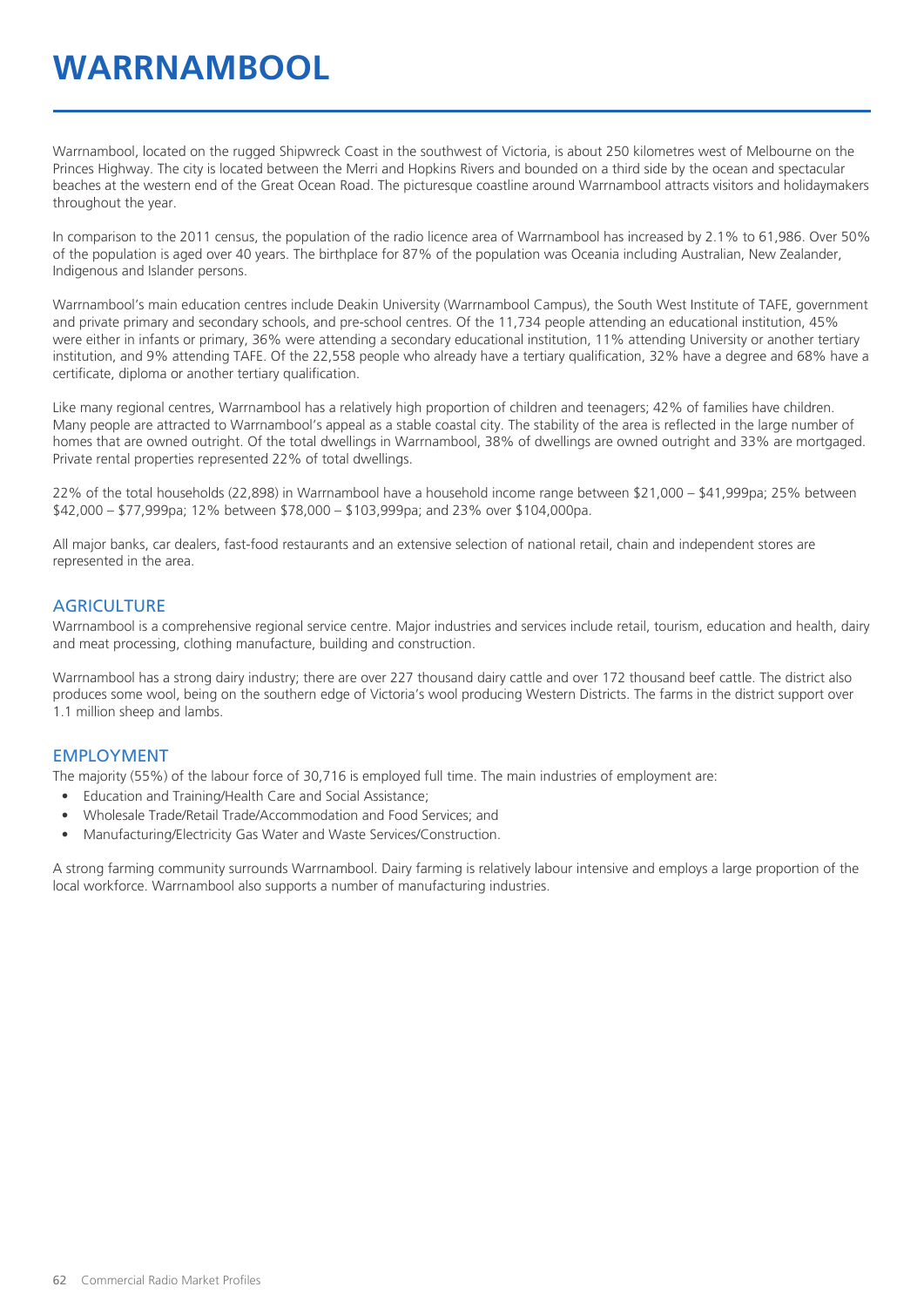# WARRNAMBOOL

Warrnambool, located on the rugged Shipwreck Coast in the southwest of Victoria, is about 250 kilometres west of Melbourne on the Princes Highway. The city is located between the Merri and Hopkins Rivers and bounded on a third side by the ocean and spectacular beaches at the western end of the Great Ocean Road. The picturesque coastline around Warrnambool attracts visitors and holidaymakers throughout the year.

In comparison to the 2011 census, the population of the radio licence area of Warrnambool has increased by 2.1% to 61,986. Over 50% of the population is aged over 40 years. The birthplace for 87% of the population was Oceania including Australian, New Zealander, Indigenous and Islander persons.

Warrnambool's main education centres include Deakin University (Warrnambool Campus), the South West Institute of TAFE, government and private primary and secondary schools, and pre-school centres. Of the 11,734 people attending an educational institution, 45% were either in infants or primary, 36% were attending a secondary educational institution, 11% attending University or another tertiary institution, and 9% attending TAFE. Of the 22,558 people who already have a tertiary qualification, 32% have a degree and 68% have a certificate, diploma or another tertiary qualification.

Like many regional centres, Warrnambool has a relatively high proportion of children and teenagers; 42% of families have children. Many people are attracted to Warrnambool's appeal as a stable coastal city. The stability of the area is reflected in the large number of homes that are owned outright. Of the total dwellings in Warrnambool, 38% of dwellings are owned outright and 33% are mortgaged. Private rental properties represented 22% of total dwellings.

22% of the total households (22,898) in Warrnambool have a household income range between $21,000 – $41,999pa; 25% between $42,000 – $77,999pa; 12% between $78,000 – $103,999pa; and 23% over $104,000pa.

All major banks, car dealers, fast-food restaurants and an extensive selection of national retail, chain and independent stores are represented in the area.

## AGRICULTURE

Warrnambool is a comprehensive regional service centre. Major industries and services include retail, tourism, education and health, dairy and meat processing, clothing manufacture, building and construction.

Warrnambool has a strong dairy industry; there are over 227 thousand dairy cattle and over 172 thousand beef cattle. The district also produces some wool, being on the southern edge of Victoria's wool producing Western Districts. The farms in the district support over 1.1 million sheep and lambs.

## EMPLOYMENT

The majority (55%) of the labour force of 30,716 is employed full time. The main industries of employment are:

- Education and Training/Health Care and Social Assistance;
- Wholesale Trade/Retail Trade/Accommodation and Food Services; and
- Manufacturing/Electricity Gas Water and Waste Services/Construction.

A strong farming community surrounds Warrnambool. Dairy farming is relatively labour intensive and employs a large proportion of the local workforce. Warrnambool also supports a number of manufacturing industries.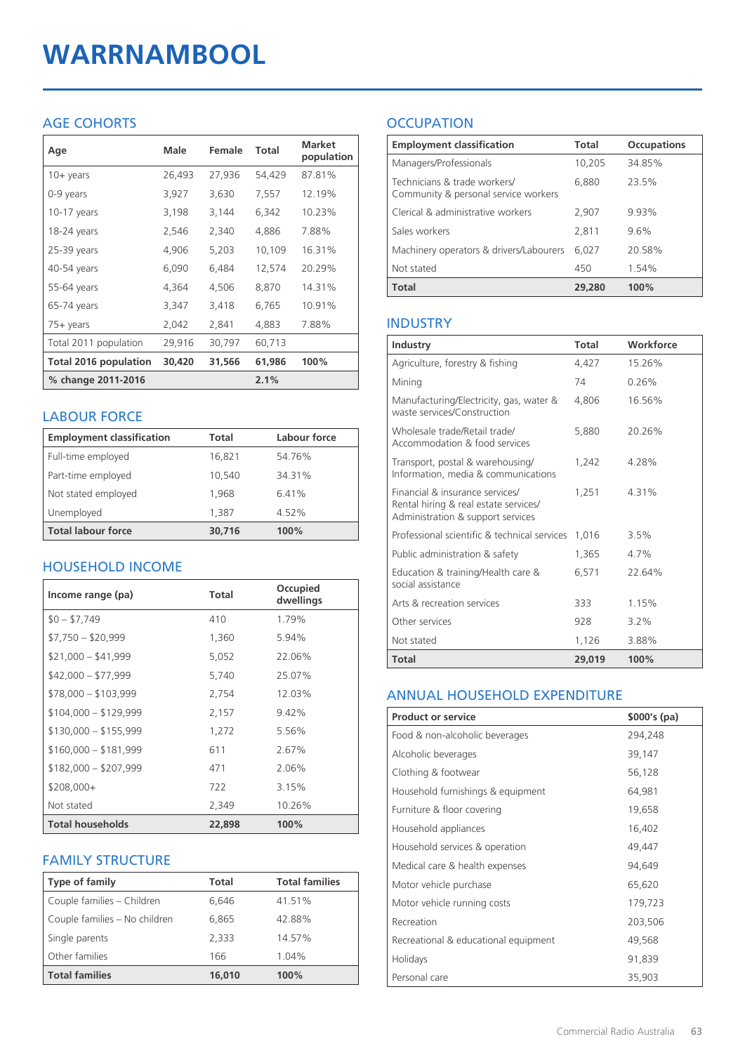# WARRNAMBOOL

## AGE COHORTS

| Age | Male | Female | Total | Market population |
|---|---|---|---|---|
| 10+ years | 26,493 | 27,936 | 54,429 | 87.81% |
| 0-9 years | 3,927 | 3,630 | 7,557 | 12.19% |
| 10-17 years | 3,198 | 3,144 | 6,342 | 10.23% |
| 18-24 years | 2,546 | 2,340 | 4,886 | 7.88% |
| 25-39 years | 4,906 | 5,203 | 10,109 | 16.31% |
| 40-54 years | 6,090 | 6,484 | 12,574 | 20.29% |
| 55-64 years | 4,364 | 4,506 | 8,870 | 14.31% |
| 65-74 years | 3,347 | 3,418 | 6,765 | 10.91% |
| 75+ years | 2,042 | 2,841 | 4,883 | 7.88% |
| Total 2011 population | 29,916 | 30,797 | 60,713 | |
| **Total 2016 population** | **30,420** | **31,566** | **61,986** | **100%** |
| **% change 2011-2016** | | | **2.1%** | |

## LABOUR FORCE

| Employment classification | Total | Labour force |
|---|---|---|
| Full-time employed | 16,821 | 54.76% |
| Part-time employed | 10,540 | 34.31% |
| Not stated employed | 1,968 | 6.41% |
| Unemployed | 1,387 | 4.52% |
| **Total labour force** | **30,716** | **100%** |

## HOUSEHOLD INCOME

| Income range (pa) | Total | Occupied dwellings |
|---|---|---|
| $0 – $7,749 | 410 | 1.79% |
| $7,750 – $20,999 | 1,360 | 5.94% |
| $21,000 – $41,999 | 5,052 | 22.06% |
| $42,000 – $77,999 | 5,740 | 25.07% |
| $78,000 – $103,999 | 2,754 | 12.03% |
| $104,000 – $129,999 | 2,157 | 9.42% |
| $130,000 – $155,999 | 1,272 | 5.56% |
| $160,000 – $181,999 | 611 | 2.67% |
| $182,000 – $207,999 | 471 | 2.06% |
| $208,000+ | 722 | 3.15% |
| Not stated | 2,349 | 10.26% |
| **Total households** | **22,898** | **100%** |

## FAMILY STRUCTURE

| Type of family | Total | Total families |
|---|---|---|
| Couple families – Children | 6,646 | 41.51% |
| Couple families – No children | 6,865 | 42.88% |
| Single parents | 2,333 | 14.57% |
| Other families | 166 | 1.04% |
| **Total families** | **16,010** | **100%** |

## OCCUPATION

| Employment classification | Total | Occupations |
|---|---|---|
| Managers/Professionals | 10,205 | 34.85% |
| Technicians & trade workers/ Community & personal service workers | 6,880 | 23.5% |
| Clerical & administrative workers | 2,907 | 9.93% |
| Sales workers | 2,811 | 9.6% |
| Machinery operators & drivers/Labourers | 6,027 | 20.58% |
| Not stated | 450 | 1.54% |
| **Total** | **29,280** | **100%** |

## INDUSTRY

| Industry | Total | Workforce |
|---|---|---|
| Agriculture, forestry & fishing | 4,427 | 15.26% |
| Mining | 74 | 0.26% |
| Manufacturing/Electricity, gas, water & waste services/Construction | 4,806 | 16.56% |
| Wholesale trade/Retail trade/ Accommodation & food services | 5,880 | 20.26% |
| Transport, postal & warehousing/ Information, media & communications | 1,242 | 4.28% |
| Financial & insurance services/ Rental hiring & real estate services/ Administration & support services | 1,251 | 4.31% |
| Professional scientific & technical services | 1,016 | 3.5% |
| Public administration & safety | 1,365 | 4.7% |
| Education & training/Health care & social assistance | 6,571 | 22.64% |
| Arts & recreation services | 333 | 1.15% |
| Other services | 928 | 3.2% |
| Not stated | 1,126 | 3.88% |
| **Total** | **29,019** | **100%** |

## ANNUAL HOUSEHOLD EXPENDITURE

| Product or service | $000's (pa) |
|---|---|
| Food & non-alcoholic beverages | 294,248 |
| Alcoholic beverages | 39,147 |
| Clothing & footwear | 56,128 |
| Household furnishings & equipment | 64,981 |
| Furniture & floor covering | 19,658 |
| Household appliances | 16,402 |
| Household services & operation | 49,447 |
| Medical care & health expenses | 94,649 |
| Motor vehicle purchase | 65,620 |
| Motor vehicle running costs | 179,723 |
| Recreation | 203,506 |
| Recreational & educational equipment | 49,568 |
| Holidays | 91,839 |
| Personal care | 35,903 |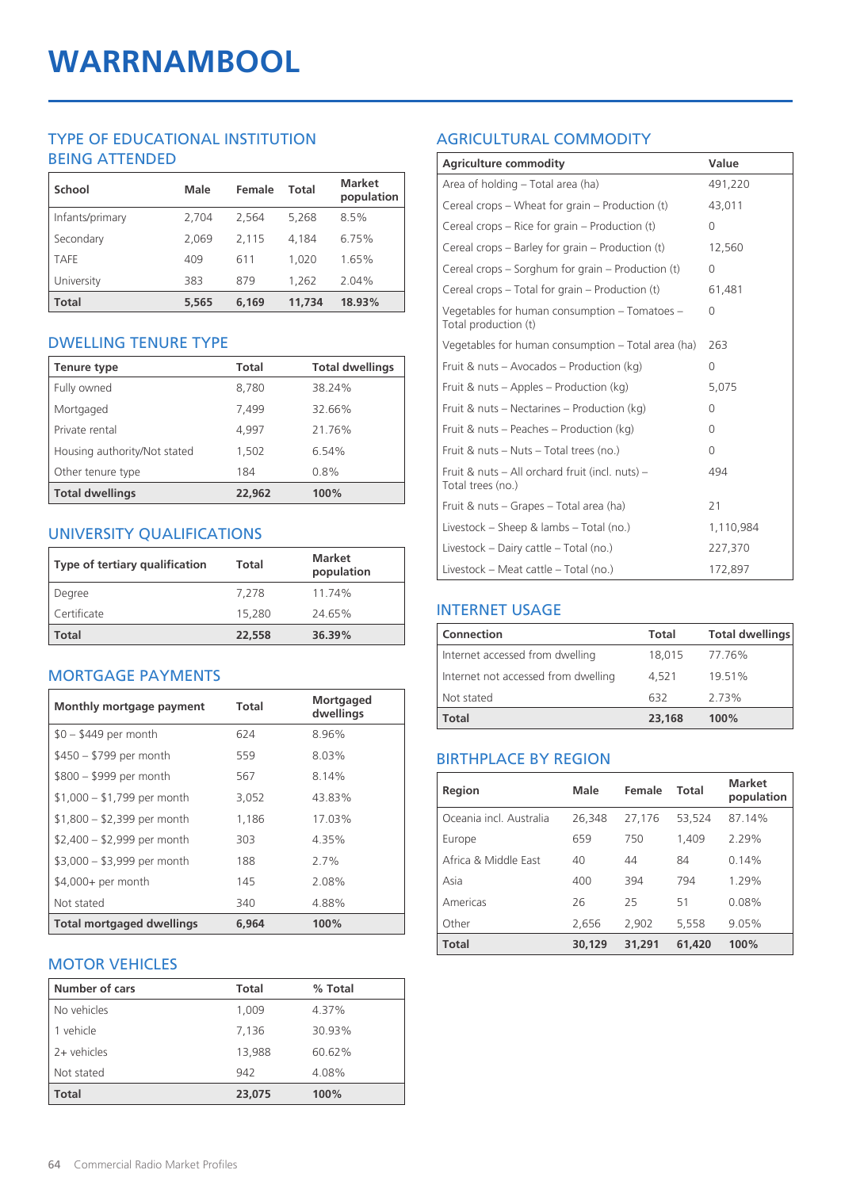# WARRNAMBOOL

## TYPE OF EDUCATIONAL INSTITUTION BEING ATTENDED

| School | Male | Female | Total | Market population |
|---|---|---|---|---|
| Infants/primary | 2,704 | 2,564 | 5,268 | 8.5% |
| Secondary | 2,069 | 2,115 | 4,184 | 6.75% |
| TAFE | 409 | 611 | 1,020 | 1.65% |
| University | 383 | 879 | 1,262 | 2.04% |
| **Total** | **5,565** | **6,169** | **11,734** | **18.93%** |

## DWELLING TENURE TYPE

| Tenure type | Total | Total dwellings |
|---|---|---|
| Fully owned | 8,780 | 38.24% |
| Mortgaged | 7,499 | 32.66% |
| Private rental | 4,997 | 21.76% |
| Housing authority/Not stated | 1,502 | 6.54% |
| Other tenure type | 184 | 0.8% |
| **Total dwellings** | **22,962** | **100%** |

## UNIVERSITY QUALIFICATIONS

| Type of tertiary qualification | Total | Market population |
|---|---|---|
| Degree | 7,278 | 11.74% |
| Certificate | 15,280 | 24.65% |
| **Total** | **22,558** | **36.39%** |

## MORTGAGE PAYMENTS

| Monthly mortgage payment | Total | Mortgaged dwellings |
|---|---|---|
| $0 – $449 per month | 624 | 8.96% |
| $450 – $799 per month | 559 | 8.03% |
| $800 – $999 per month | 567 | 8.14% |
| $1,000 – $1,799 per month | 3,052 | 43.83% |
| $1,800 – $2,399 per month | 1,186 | 17.03% |
| $2,400 – $2,999 per month | 303 | 4.35% |
| $3,000 – $3,999 per month | 188 | 2.7% |
| $4,000+ per month | 145 | 2.08% |
| Not stated | 340 | 4.88% |
| **Total mortgaged dwellings** | **6,964** | **100%** |

## MOTOR VEHICLES

| Number of cars | Total | % Total |
|---|---|---|
| No vehicles | 1,009 | 4.37% |
| 1 vehicle | 7,136 | 30.93% |
| 2+ vehicles | 13,988 | 60.62% |
| Not stated | 942 | 4.08% |
| **Total** | **23,075** | **100%** |

## AGRICULTURAL COMMODITY

| Agriculture commodity | Value |
|---|---|
| Area of holding – Total area (ha) | 491,220 |
| Cereal crops – Wheat for grain – Production (t) | 43,011 |
| Cereal crops – Rice for grain – Production (t) | 0 |
| Cereal crops – Barley for grain – Production (t) | 12,560 |
| Cereal crops – Sorghum for grain – Production (t) | 0 |
| Cereal crops – Total for grain – Production (t) | 61,481 |
| Vegetables for human consumption – Tomatoes – Total production (t) | 0 |
| Vegetables for human consumption – Total area (ha) | 263 |
| Fruit & nuts – Avocados – Production (kg) | 0 |
| Fruit & nuts – Apples – Production (kg) | 5,075 |
| Fruit & nuts – Nectarines – Production (kg) | 0 |
| Fruit & nuts – Peaches – Production (kg) | 0 |
| Fruit & nuts – Nuts – Total trees (no.) | 0 |
| Fruit & nuts – All orchard fruit (incl. nuts) – Total trees (no.) | 494 |
| Fruit & nuts – Grapes – Total area (ha) | 21 |
| Livestock – Sheep & lambs – Total (no.) | 1,110,984 |
| Livestock – Dairy cattle – Total (no.) | 227,370 |
| Livestock – Meat cattle – Total (no.) | 172,897 |

## INTERNET USAGE

| Connection | Total | Total dwellings |
|---|---|---|
| Internet accessed from dwelling | 18,015 | 77.76% |
| Internet not accessed from dwelling | 4,521 | 19.51% |
| Not stated | 632 | 2.73% |
| **Total** | **23,168** | **100%** |

## BIRTHPLACE BY REGION

| Region | Male | Female | Total | Market population |
|---|---|---|---|---|
| Oceania incl. Australia | 26,348 | 27,176 | 53,524 | 87.14% |
| Europe | 659 | 750 | 1,409 | 2.29% |
| Africa & Middle East | 40 | 44 | 84 | 0.14% |
| Asia | 400 | 394 | 794 | 1.29% |
| Americas | 26 | 25 | 51 | 0.08% |
| Other | 2,656 | 2,902 | 5,558 | 9.05% |
| **Total** | **30,129** | **31,291** | **61,420** | **100%** |